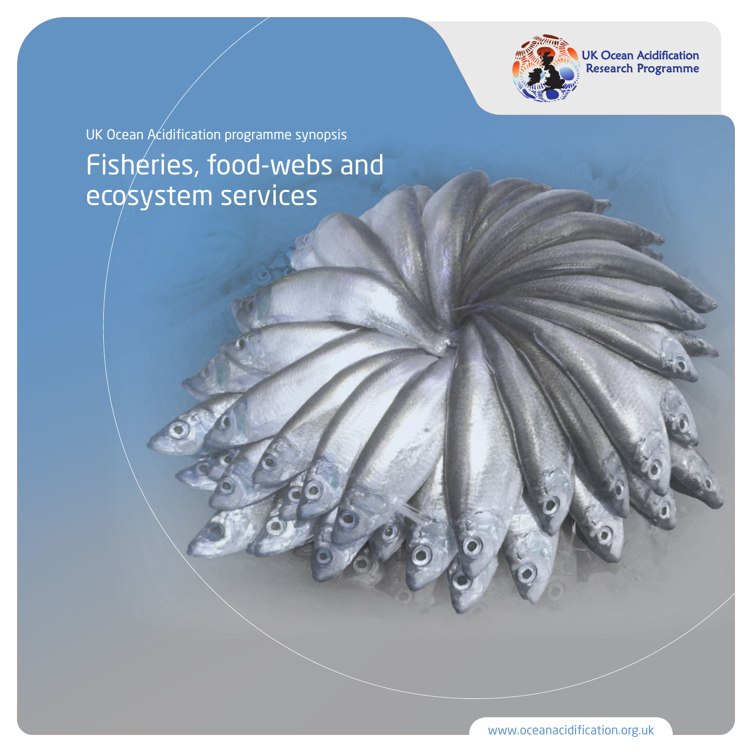UK Ocean Acidification Research Programme

UK Ocean Acidification programme synopsis

# Fisheries, food-webs and ecosystem services

www.oceanacidification.org.uk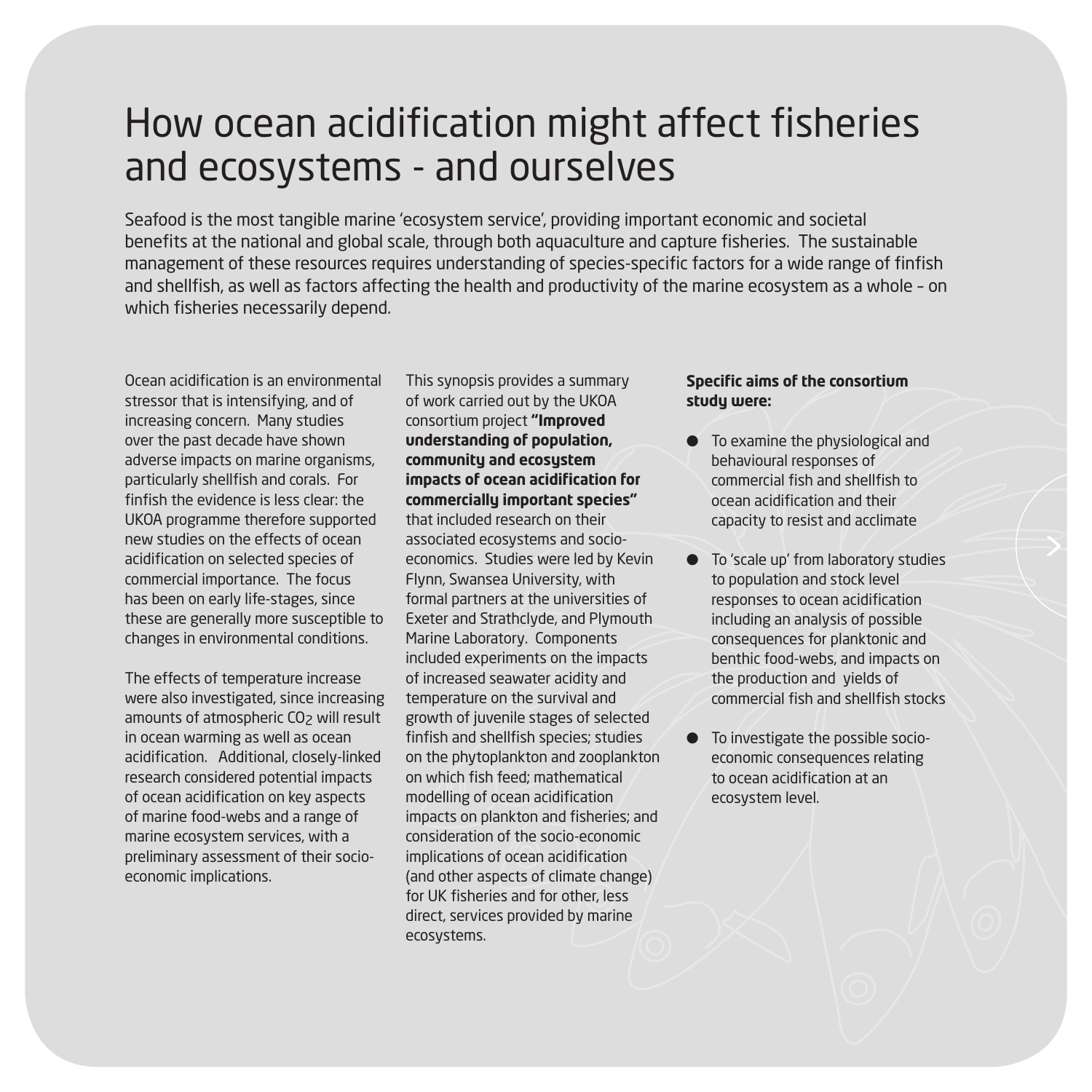# How ocean acidification might affect fisheries and ecosystems - and ourselves

Seafood is the most tangible marine 'ecosystem service', providing important economic and societal benefits at the national and global scale, through both aquaculture and capture fisheries. The sustainable management of these resources requires understanding of species-specific factors for a wide range of finfish and shellfish, as well as factors affecting the health and productivity of the marine ecosystem as a whole – on which fisheries necessarily depend.

Ocean acidification is an environmental stressor that is intensifying, and of increasing concern. Many studies over the past decade have shown adverse impacts on marine organisms, particularly shellfish and corals. For finfish the evidence is less clear: the UKOA programme therefore supported new studies on the effects of ocean acidification on selected species of commercial importance. The focus has been on early life-stages, since these are generally more susceptible to changes in environmental conditions.

The effects of temperature increase were also investigated, since increasing amounts of atmospheric $CO_2$ will result in ocean warming as well as ocean acidification. Additional, closely-linked research considered potential impacts of ocean acidification on key aspects of marine food-webs and a range of marine ecosystem services, with a preliminary assessment of their socio-economic implications.

This synopsis provides a summary of work carried out by the UKOA consortium project **"Improved understanding of population, community and ecosystem impacts of ocean acidification for commercially important species"** that included research on their associated ecosystems and socio-economics. Studies were led by Kevin Flynn, Swansea University, with formal partners at the universities of Exeter and Strathclyde, and Plymouth Marine Laboratory. Components included experiments on the impacts of increased seawater acidity and temperature on the survival and growth of juvenile stages of selected finfish and shellfish species; studies on the phytoplankton and zooplankton on which fish feed; mathematical modelling of ocean acidification impacts on plankton and fisheries; and consideration of the socio-economic implications of ocean acidification (and other aspects of climate change) for UK fisheries and for other, less direct, services provided by marine ecosystems.

**Specific aims of the consortium study were:**

- To examine the physiological and behavioural responses of commercial fish and shellfish to ocean acidification and their capacity to resist and acclimate
- To 'scale up' from laboratory studies to population and stock level responses to ocean acidification including an analysis of possible consequences for planktonic and benthic food-webs, and impacts on the production and yields of commercial fish and shellfish stocks
- To investigate the possible socio-economic consequences relating to ocean acidification at an ecosystem level.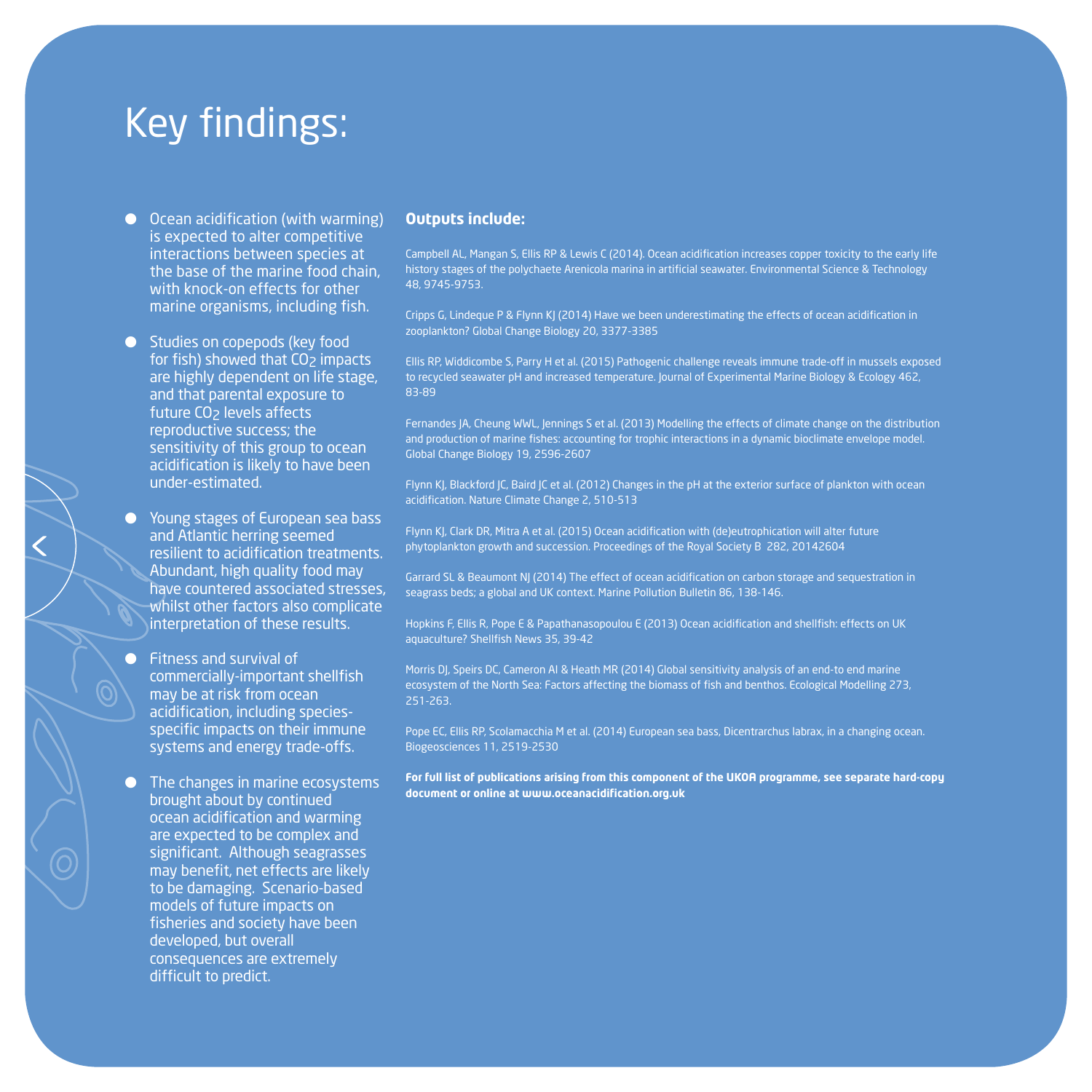# Key findings:

- Ocean acidification (with warming) is expected to alter competitive interactions between species at the base of the marine food chain, with knock-on effects for other marine organisms, including fish.
- Studies on copepods (key food for fish) showed that $CO_2$ impacts are highly dependent on life stage, and that parental exposure to future $CO_2$ levels affects reproductive success; the sensitivity of this group to ocean acidification is likely to have been under-estimated.
- Young stages of European sea bass and Atlantic herring seemed resilient to acidification treatments. Abundant, high quality food may have countered associated stresses, whilst other factors also complicate interpretation of these results.
- Fitness and survival of commercially-important shellfish may be at risk from ocean acidification, including species-specific impacts on their immune systems and energy trade-offs.
- The changes in marine ecosystems brought about by continued ocean acidification and warming are expected to be complex and significant. Although seagrasses may benefit, net effects are likely to be damaging. Scenario-based models of future impacts on fisheries and society have been developed, but overall consequences are extremely difficult to predict.

**Outputs include:**

Campbell AL, Mangan S, Ellis RP & Lewis C (2014). Ocean acidification increases copper toxicity to the early life history stages of the polychaete Arenicola marina in artificial seawater. Environmental Science & Technology 48, 9745-9753.

Cripps G, Lindeque P & Flynn KJ (2014) Have we been underestimating the effects of ocean acidification in zooplankton? Global Change Biology 20, 3377-3385

Ellis RP, Widdicombe S, Parry H et al. (2015) Pathogenic challenge reveals immune trade-off in mussels exposed to recycled seawater pH and increased temperature. Journal of Experimental Marine Biology & Ecology 462, 83-89

Fernandes JA, Cheung WWL, Jennings S et al. (2013) Modelling the effects of climate change on the distribution and production of marine fishes: accounting for trophic interactions in a dynamic bioclimate envelope model. Global Change Biology 19, 2596-2607

Flynn KJ, Blackford JC, Baird JC et al. (2012) Changes in the pH at the exterior surface of plankton with ocean acidification. Nature Climate Change 2, 510-513

Flynn KJ, Clark DR, Mitra A et al. (2015) Ocean acidification with (de)eutrophication will alter future phytoplankton growth and succession. Proceedings of the Royal Society B 282, 20142604

Garrard SL & Beaumont NJ (2014) The effect of ocean acidification on carbon storage and sequestration in seagrass beds; a global and UK context. Marine Pollution Bulletin 86, 138-146.

Hopkins F, Ellis R, Pope E & Papathanasopoulou E (2013) Ocean acidification and shellfish: effects on UK aquaculture? Shellfish News 35, 39-42

Morris DJ, Speirs DC, Cameron AI & Heath MR (2014) Global sensitivity analysis of an end-to end marine ecosystem of the North Sea: Factors affecting the biomass of fish and benthos. Ecological Modelling 273, 251-263.

Pope EC, Ellis RP, Scolamacchia M et al. (2014) European sea bass, Dicentrarchus labrax, in a changing ocean. Biogeosciences 11, 2519-2530

**For full list of publications arising from this component of the UKOA programme, see separate hard-copy document or online at www.oceanacidification.org.uk**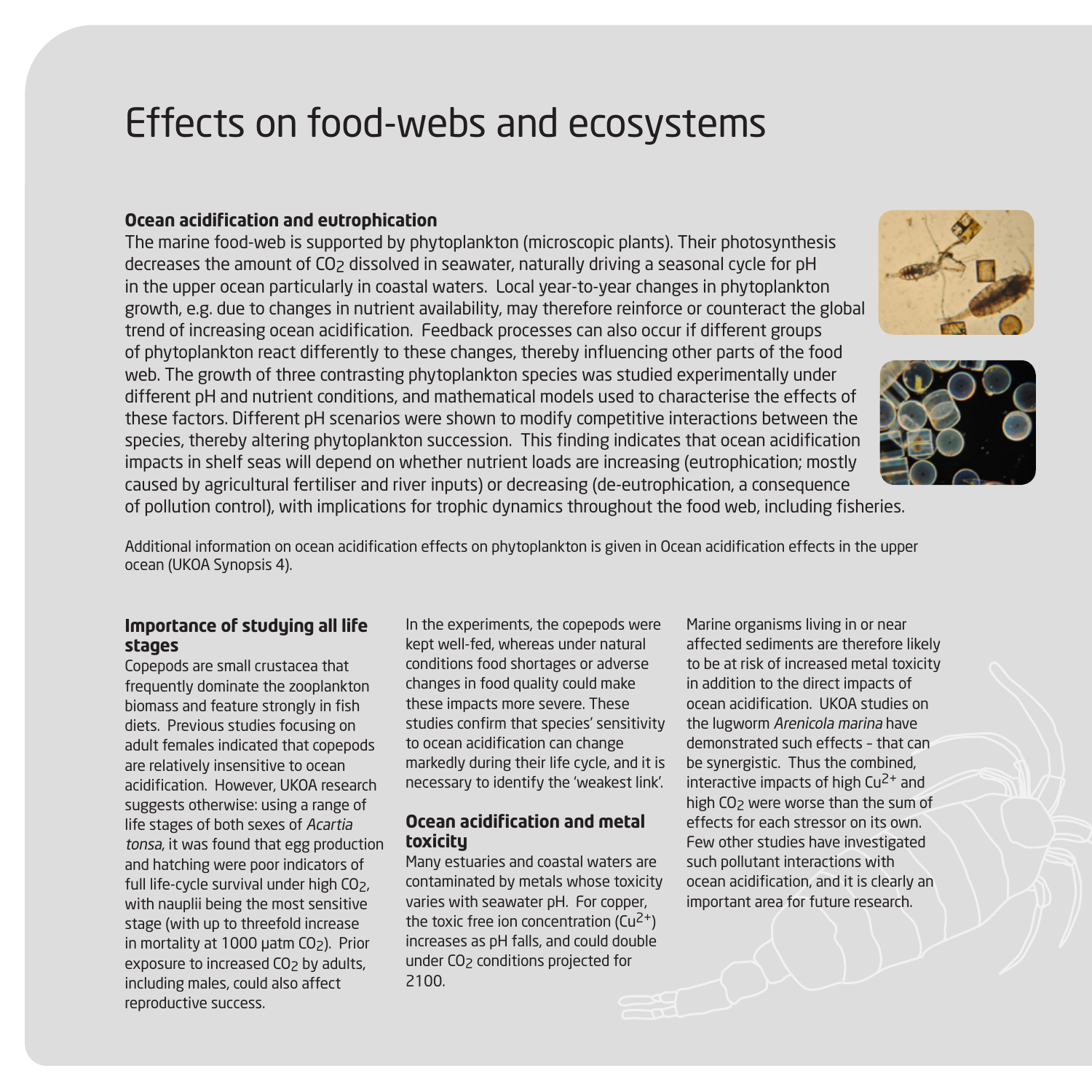# Effects on food-webs and ecosystems

### Ocean acidification and eutrophication

The marine food-web is supported by phytoplankton (microscopic plants). Their photosynthesis decreases the amount of $CO_2$ dissolved in seawater, naturally driving a seasonal cycle for pH in the upper ocean particularly in coastal waters. Local year-to-year changes in phytoplankton growth, e.g. due to changes in nutrient availability, may therefore reinforce or counteract the global trend of increasing ocean acidification. Feedback processes can also occur if different groups of phytoplankton react differently to these changes, thereby influencing other parts of the food web. The growth of three contrasting phytoplankton species was studied experimentally under different pH and nutrient conditions, and mathematical models used to characterise the effects of these factors. Different pH scenarios were shown to modify competitive interactions between the species, thereby altering phytoplankton succession. This finding indicates that ocean acidification impacts in shelf seas will depend on whether nutrient loads are increasing (eutrophication; mostly caused by agricultural fertiliser and river inputs) or decreasing (de-eutrophication, a consequence of pollution control), with implications for trophic dynamics throughout the food web, including fisheries.

Additional information on ocean acidification effects on phytoplankton is given in Ocean acidification effects in the upper ocean (UKOA Synopsis 4).

### Importance of studying all life stages

Copepods are small crustacea that frequently dominate the zooplankton biomass and feature strongly in fish diets. Previous studies focusing on adult females indicated that copepods are relatively insensitive to ocean acidification. However, UKOA research suggests otherwise: using a range of life stages of both sexes of *Acartia tonsa*, it was found that egg production and hatching were poor indicators of full life-cycle survival under high $CO_2$, with nauplii being the most sensitive stage (with up to threefold increase in mortality at 1000 μatm $CO_2$). Prior exposure to increased $CO_2$ by adults, including males, could also affect reproductive success.

In the experiments, the copepods were kept well-fed, whereas under natural conditions food shortages or adverse changes in food quality could make these impacts more severe. These studies confirm that species' sensitivity to ocean acidification can change markedly during their life cycle, and it is necessary to identify the 'weakest link'.

### Ocean acidification and metal toxicity

Many estuaries and coastal waters are contaminated by metals whose toxicity varies with seawater pH. For copper, the toxic free ion concentration ($Cu^{2+}$) increases as pH falls, and could double under $CO_2$ conditions projected for 2100.

Marine organisms living in or near affected sediments are therefore likely to be at risk of increased metal toxicity in addition to the direct impacts of ocean acidification. UKOA studies on the lugworm *Arenicola marina* have demonstrated such effects – that can be synergistic. Thus the combined, interactive impacts of high $Cu^{2+}$ and high $CO_2$ were worse than the sum of effects for each stressor on its own. Few other studies have investigated such pollutant interactions with ocean acidification, and it is clearly an important area for future research.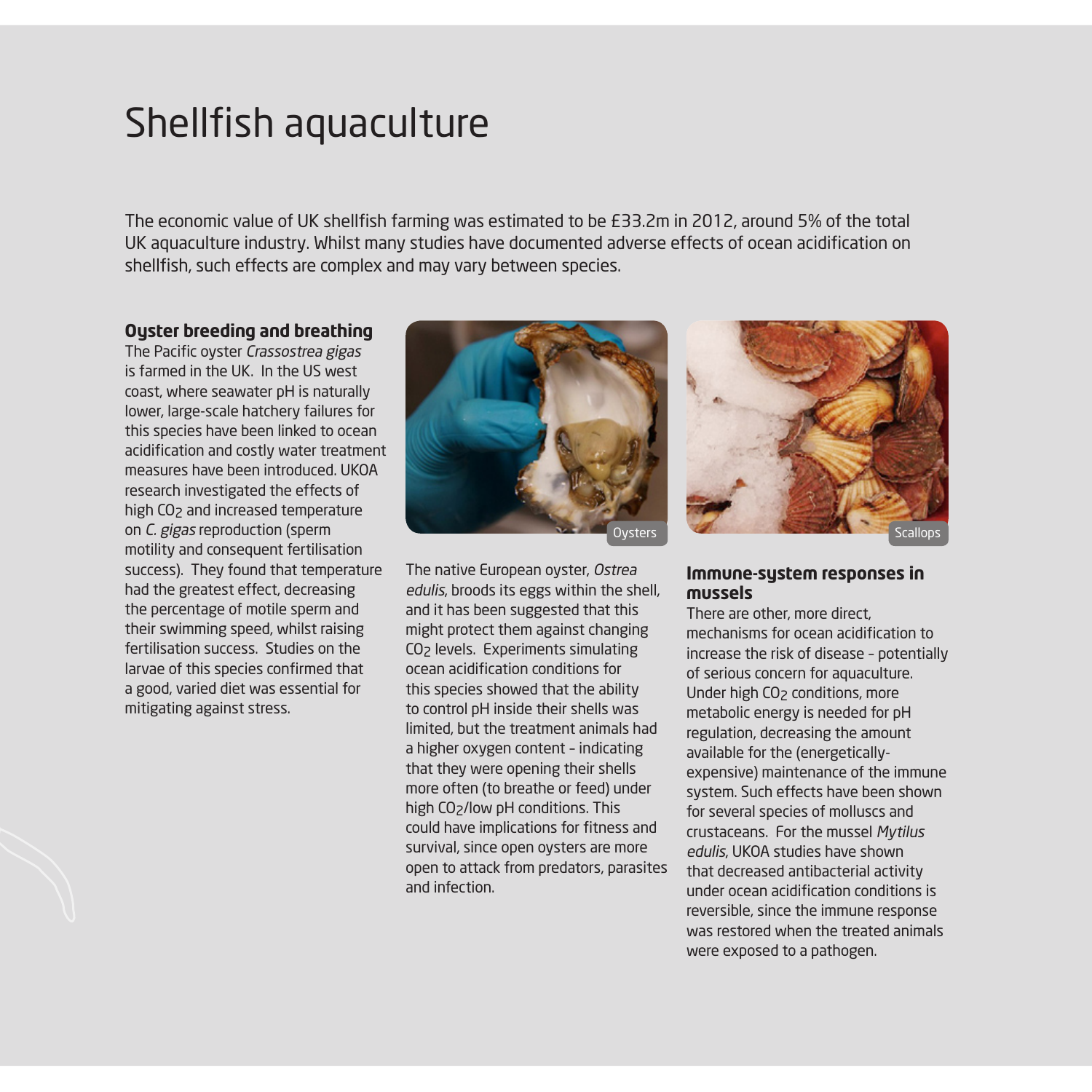# Shellfish aquaculture

The economic value of UK shellfish farming was estimated to be £33.2m in 2012, around 5% of the total UK aquaculture industry. Whilst many studies have documented adverse effects of ocean acidification on shellfish, such effects are complex and may vary between species.

## Oyster breeding and breathing

The Pacific oyster *Crassostrea gigas* is farmed in the UK. In the US west coast, where seawater pH is naturally lower, large-scale hatchery failures for this species have been linked to ocean acidification and costly water treatment measures have been introduced. UKOA research investigated the effects of high $CO_2$ and increased temperature on *C. gigas* reproduction (sperm motility and consequent fertilisation success). They found that temperature had the greatest effect, decreasing the percentage of motile sperm and their swimming speed, whilst raising fertilisation success. Studies on the larvae of this species confirmed that a good, varied diet was essential for mitigating against stress.

Oysters

The native European oyster, *Ostrea edulis*, broods its eggs within the shell, and it has been suggested that this might protect them against changing $CO_2$ levels. Experiments simulating ocean acidification conditions for this species showed that the ability to control pH inside their shells was limited, but the treatment animals had a higher oxygen content – indicating that they were opening their shells more often (to breathe or feed) under high $CO_2$/low pH conditions. This could have implications for fitness and survival, since open oysters are more open to attack from predators, parasites and infection.

Scallops

## Immune-system responses in mussels

There are other, more direct, mechanisms for ocean acidification to increase the risk of disease – potentially of serious concern for aquaculture. Under high $CO_2$ conditions, more metabolic energy is needed for pH regulation, decreasing the amount available for the (energetically-expensive) maintenance of the immune system. Such effects have been shown for several species of molluscs and crustaceans. For the mussel *Mytilus edulis*, UKOA studies have shown that decreased antibacterial activity under ocean acidification conditions is reversible, since the immune response was restored when the treated animals were exposed to a pathogen.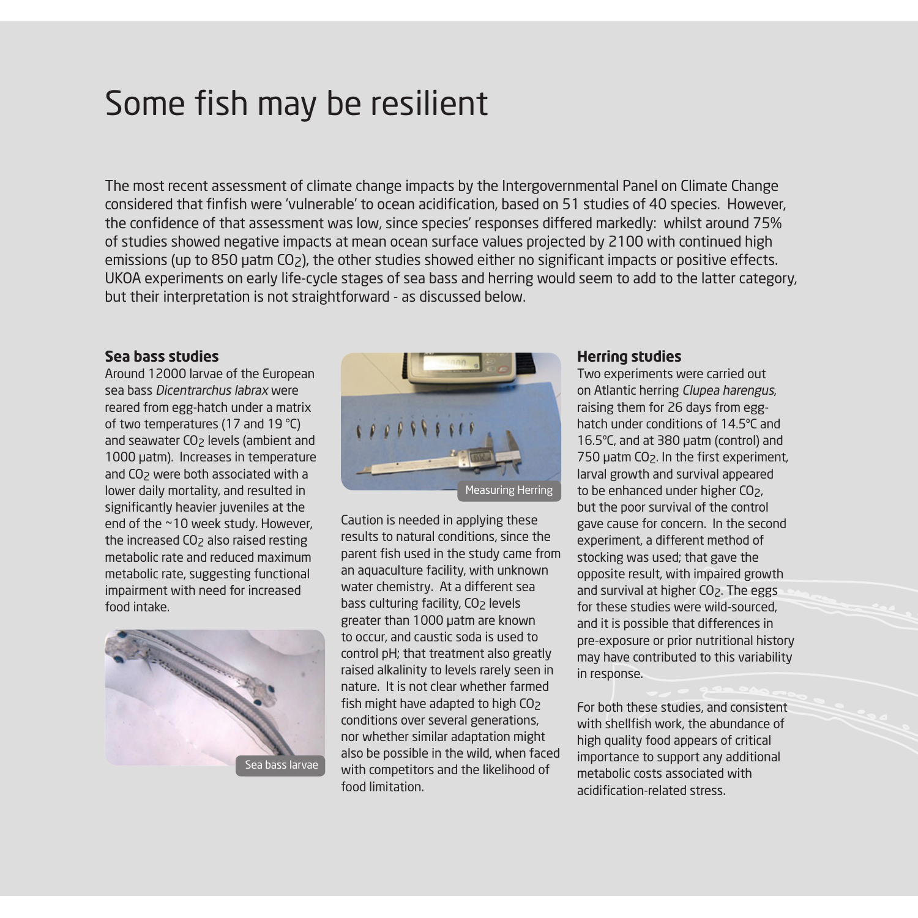# Some fish may be resilient

The most recent assessment of climate change impacts by the Intergovernmental Panel on Climate Change considered that finfish were 'vulnerable' to ocean acidification, based on 51 studies of 40 species. However, the confidence of that assessment was low, since species' responses differed markedly: whilst around 75% of studies showed negative impacts at mean ocean surface values projected by 2100 with continued high emissions (up to 850 µatm $CO_2$), the other studies showed either no significant impacts or positive effects. UKOA experiments on early life-cycle stages of sea bass and herring would seem to add to the latter category, but their interpretation is not straightforward - as discussed below.

**Sea bass studies**

Around 12000 larvae of the European sea bass *Dicentrarchus labrax* were reared from egg-hatch under a matrix of two temperatures (17 and 19 °C) and seawater $CO_2$ levels (ambient and 1000 µatm). Increases in temperature and $CO_2$ were both associated with a lower daily mortality, and resulted in significantly heavier juveniles at the end of the ~10 week study. However, the increased $CO_2$ also raised resting metabolic rate and reduced maximum metabolic rate, suggesting functional impairment with need for increased food intake.

Sea bass larvae

Measuring Herring

Caution is needed in applying these results to natural conditions, since the parent fish used in the study came from an aquaculture facility, with unknown water chemistry. At a different sea bass culturing facility, $CO_2$ levels greater than 1000 µatm are known to occur, and caustic soda is used to control pH; that treatment also greatly raised alkalinity to levels rarely seen in nature. It is not clear whether farmed fish might have adapted to high $CO_2$ conditions over several generations, nor whether similar adaptation might also be possible in the wild, when faced with competitors and the likelihood of food limitation.

**Herring studies**

Two experiments were carried out on Atlantic herring *Clupea harengus*, raising them for 26 days from egg-hatch under conditions of 14.5°C and 16.5°C, and at 380 µatm (control) and 750 µatm $CO_2$. In the first experiment, larval growth and survival appeared to be enhanced under higher $CO_2$, but the poor survival of the control gave cause for concern. In the second experiment, a different method of stocking was used; that gave the opposite result, with impaired growth and survival at higher $CO_2$. The eggs for these studies were wild-sourced, and it is possible that differences in pre-exposure or prior nutritional history may have contributed to this variability in response.

For both these studies, and consistent with shellfish work, the abundance of high quality food appears of critical importance to support any additional metabolic costs associated with acidification-related stress.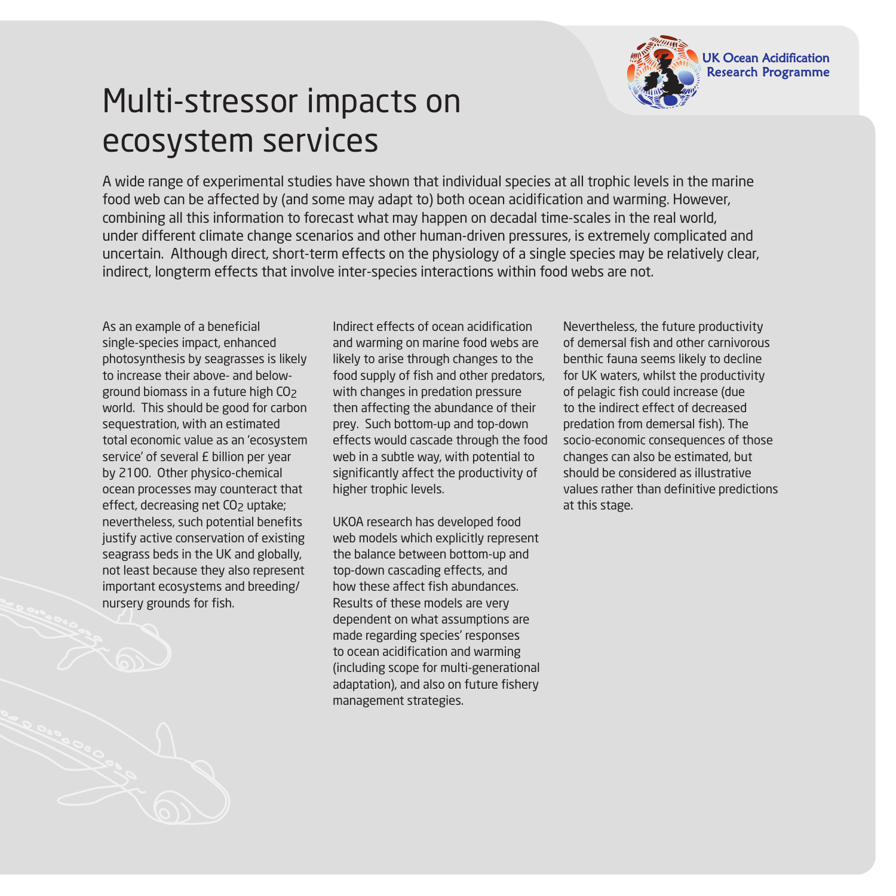# Multi-stressor impacts on ecosystem services

A wide range of experimental studies have shown that individual species at all trophic levels in the marine food web can be affected by (and some may adapt to) both ocean acidification and warming. However, combining all this information to forecast what may happen on decadal time-scales in the real world, under different climate change scenarios and other human-driven pressures, is extremely complicated and uncertain. Although direct, short-term effects on the physiology of a single species may be relatively clear, indirect, longterm effects that involve inter-species interactions within food webs are not.

As an example of a beneficial single-species impact, enhanced photosynthesis by seagrasses is likely to increase their above- and below-ground biomass in a future high $CO_2$ world. This should be good for carbon sequestration, with an estimated total economic value as an 'ecosystem service' of several £ billion per year by 2100. Other physico-chemical ocean processes may counteract that effect, decreasing net $CO_2$ uptake; nevertheless, such potential benefits justify active conservation of existing seagrass beds in the UK and globally, not least because they also represent important ecosystems and breeding/nursery grounds for fish.

Indirect effects of ocean acidification and warming on marine food webs are likely to arise through changes to the food supply of fish and other predators, with changes in predation pressure then affecting the abundance of their prey. Such bottom-up and top-down effects would cascade through the food web in a subtle way, with potential to significantly affect the productivity of higher trophic levels.

UKOA research has developed food web models which explicitly represent the balance between bottom-up and top-down cascading effects, and how these affect fish abundances. Results of these models are very dependent on what assumptions are made regarding species' responses to ocean acidification and warming (including scope for multi-generational adaptation), and also on future fishery management strategies.

Nevertheless, the future productivity of demersal fish and other carnivorous benthic fauna seems likely to decline for UK waters, whilst the productivity of pelagic fish could increase (due to the indirect effect of decreased predation from demersal fish). The socio-economic consequences of those changes can also be estimated, but should be considered as illustrative values rather than definitive predictions at this stage.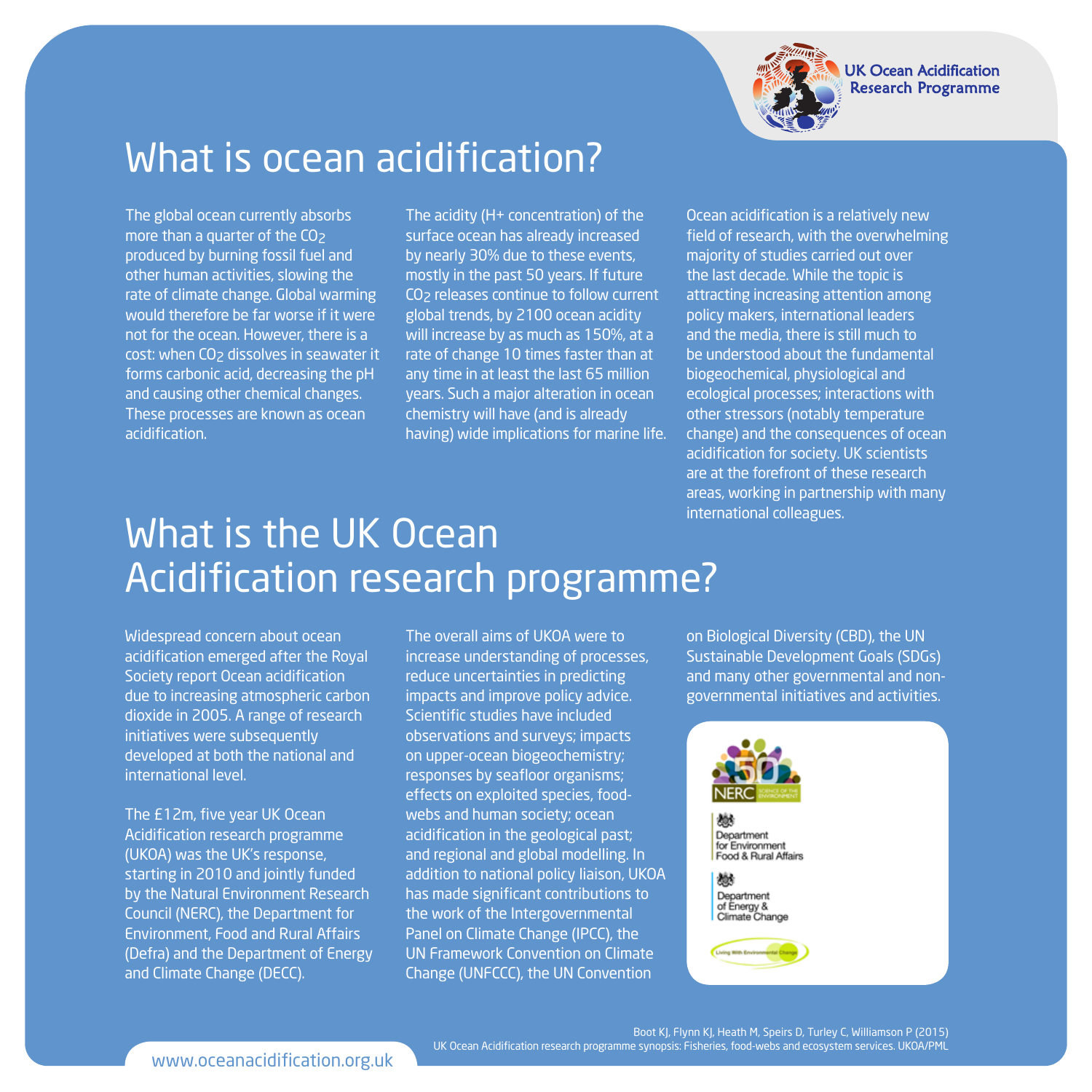UK Ocean Acidification Research Programme

# What is ocean acidification?

The global ocean currently absorbs more than a quarter of the $CO_2$ produced by burning fossil fuel and other human activities, slowing the rate of climate change. Global warming would therefore be far worse if it were not for the ocean. However, there is a cost: when $CO_2$ dissolves in seawater it forms carbonic acid, decreasing the pH and causing other chemical changes. These processes are known as ocean acidification.

The acidity (H+ concentration) of the surface ocean has already increased by nearly 30% due to these events, mostly in the past 50 years. If future $CO_2$ releases continue to follow current global trends, by 2100 ocean acidity will increase by as much as 150%, at a rate of change 10 times faster than at any time in at least the last 65 million years. Such a major alteration in ocean chemistry will have (and is already having) wide implications for marine life.

Ocean acidification is a relatively new field of research, with the overwhelming majority of studies carried out over the last decade. While the topic is attracting increasing attention among policy makers, international leaders and the media, there is still much to be understood about the fundamental biogeochemical, physiological and ecological processes; interactions with other stressors (notably temperature change) and the consequences of ocean acidification for society. UK scientists are at the forefront of these research areas, working in partnership with many international colleagues.

# What is the UK Ocean Acidification research programme?

Widespread concern about ocean acidification emerged after the Royal Society report Ocean acidification due to increasing atmospheric carbon dioxide in 2005. A range of research initiatives were subsequently developed at both the national and international level.

The £12m, five year UK Ocean Acidification research programme (UKOA) was the UK's response, starting in 2010 and jointly funded by the Natural Environment Research Council (NERC), the Department for Environment, Food and Rural Affairs (Defra) and the Department of Energy and Climate Change (DECC).

The overall aims of UKOA were to increase understanding of processes, reduce uncertainties in predicting impacts and improve policy advice. Scientific studies have included observations and surveys; impacts on upper-ocean biogeochemistry; responses by seafloor organisms; effects on exploited species, food-webs and human society; ocean acidification in the geological past; and regional and global modelling. In addition to national policy liaison, UKOA has made significant contributions to the work of the Intergovernmental Panel on Climate Change (IPCC), the UN Framework Convention on Climate Change (UNFCCC), the UN Convention on Biological Diversity (CBD), the UN Sustainable Development Goals (SDGs) and many other governmental and non-governmental initiatives and activities.

NERC Science of the Environment

Department for Environment Food & Rural Affairs

Department of Energy & Climate Change

Living With Environmental Change

Boot KJ, Flynn KJ, Heath M, Speirs D, Turley C, Williamson P (2015) UK Ocean Acidification research programme synopsis: Fisheries, food-webs and ecosystem services. UKOA/PML

www.oceanacidification.org.uk